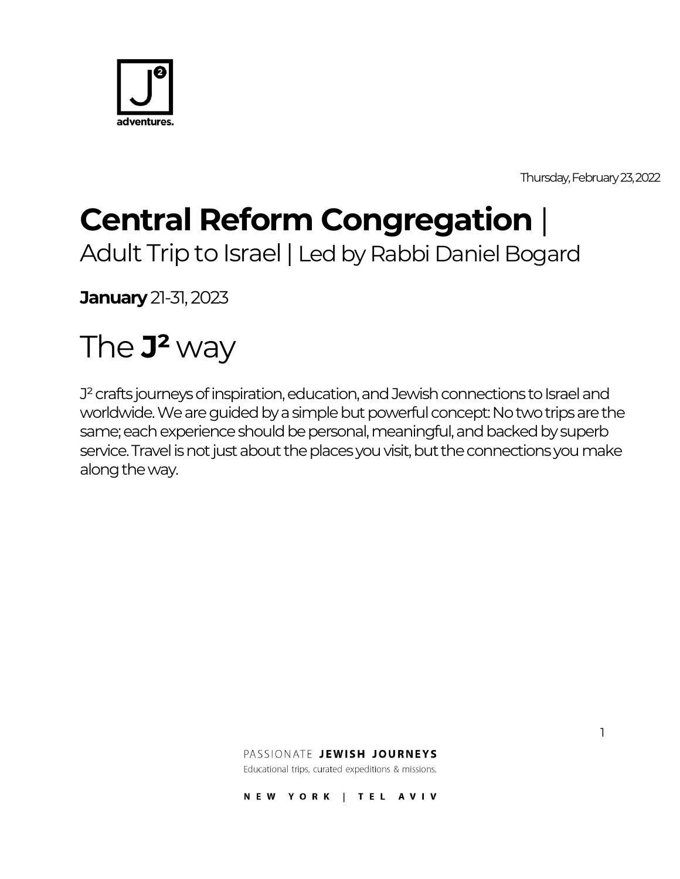J² adventures.

Thursday, February 23, 2022

# **Central Reform Congregation** |

Adult Trip to Israel | Led by Rabbi Daniel Bogard

**January** 21-31, 2023

## The **J²** way

J² crafts journeys of inspiration, education, and Jewish connections to Israel and worldwide. We are guided by a simple but powerful concept: No two trips are the same; each experience should be personal, meaningful, and backed by superb service. Travel is not just about the places you visit, but the connections you make along the way.

PASSIONATE **JEWISH JOURNEYS**

Educational trips, curated expeditions & missions.

NEW YORK | TEL AVIV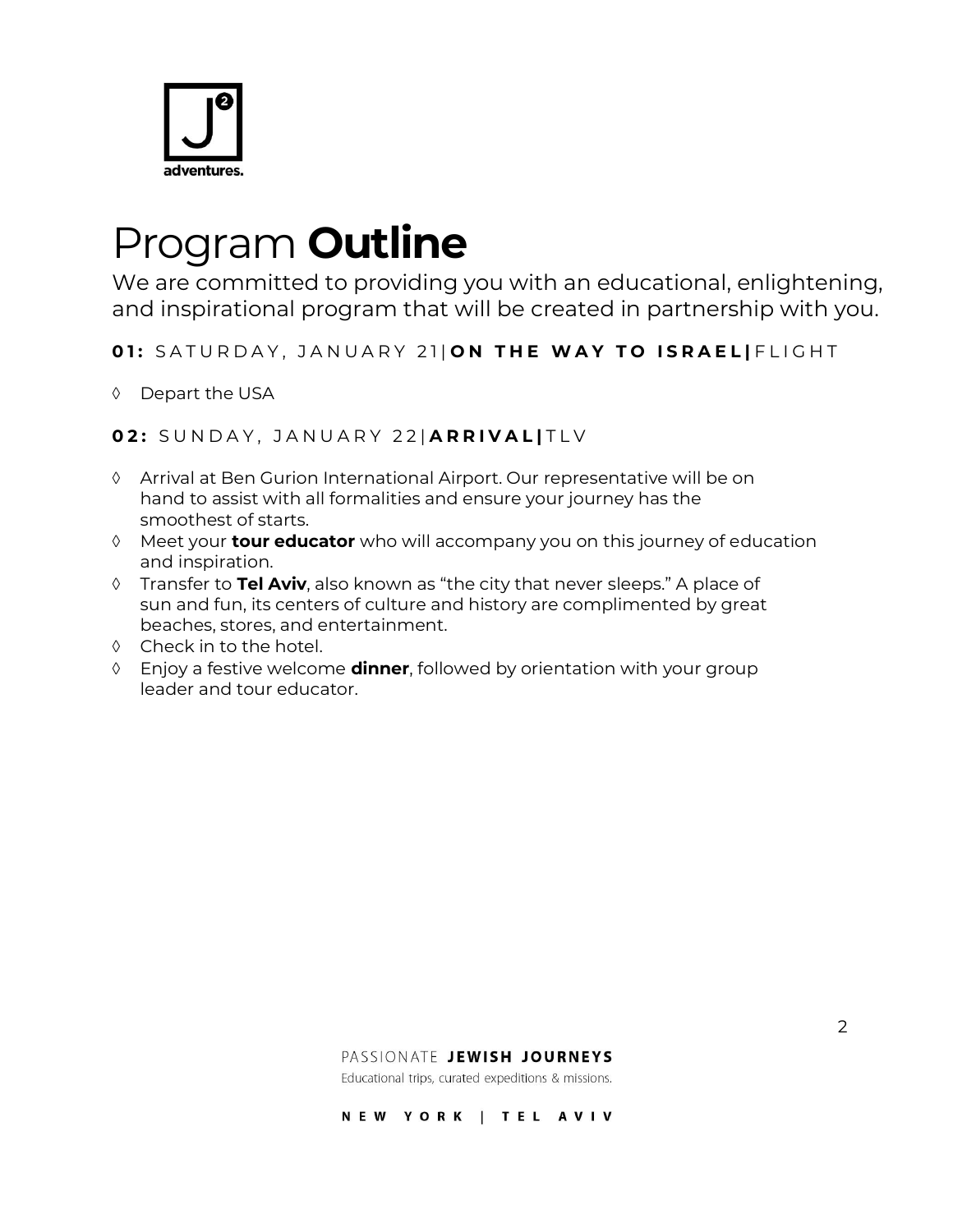# Program **Outline**

We are committed to providing you with an educational, enlightening, and inspirational program that will be created in partnership with you.

### **01:** SATURDAY, JANUARY 21 | **ON THE WAY TO ISRAEL |** FLIGHT

- Depart the USA

### **02:** SUNDAY, JANUARY 22 | **ARRIVAL |** TLV

- Arrival at Ben Gurion International Airport. Our representative will be on hand to assist with all formalities and ensure your journey has the smoothest of starts.
- Meet your **tour educator** who will accompany you on this journey of education and inspiration.
- Transfer to **Tel Aviv**, also known as "the city that never sleeps." A place of sun and fun, its centers of culture and history are complimented by great beaches, stores, and entertainment.
- Check in to the hotel.
- Enjoy a festive welcome **dinner**, followed by orientation with your group leader and tour educator.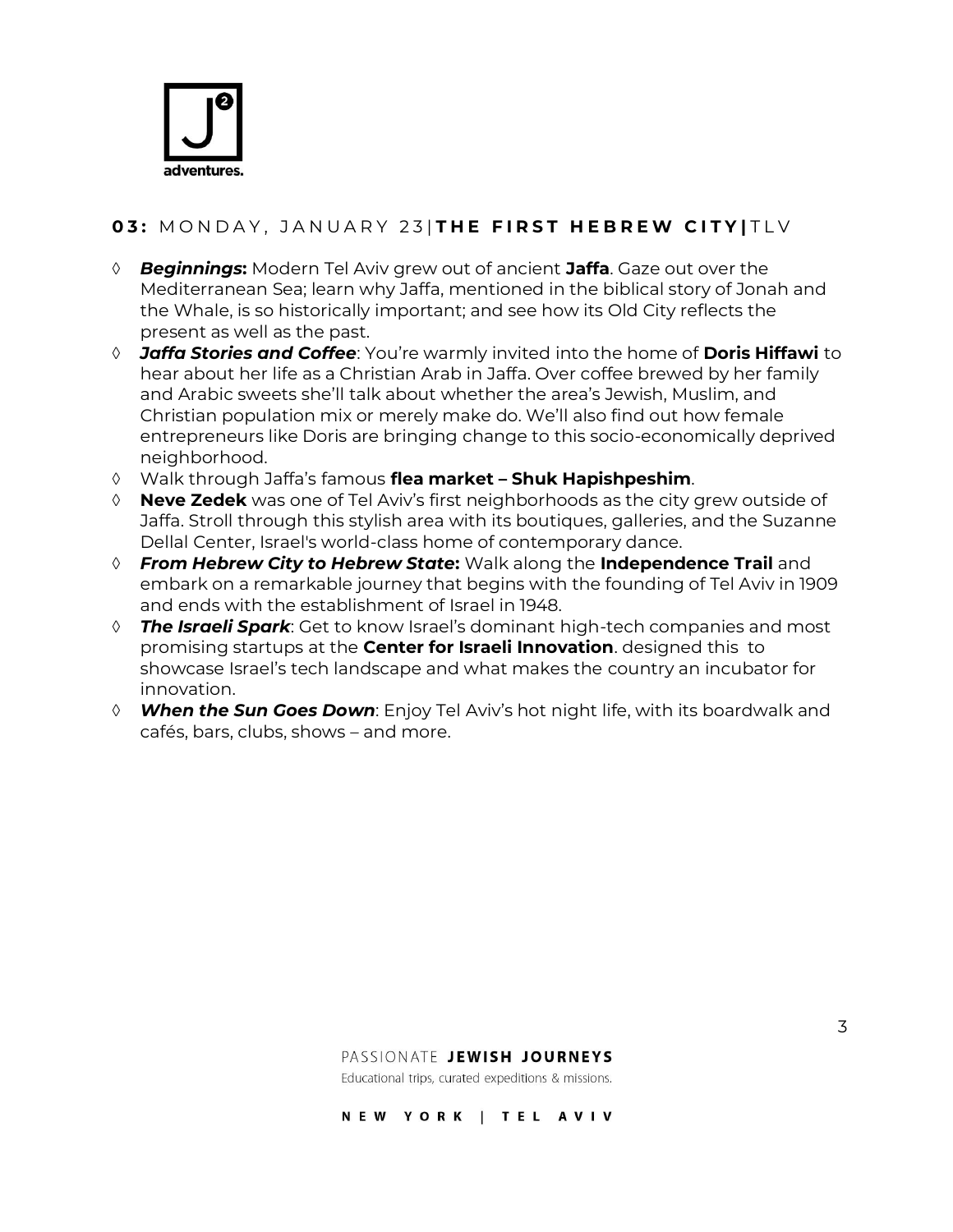## **03:** MONDAY, JANUARY 23 | **THE FIRST HEBREW CITY** | TLV

- ***Beginnings*:** Modern Tel Aviv grew out of ancient **Jaffa**. Gaze out over the Mediterranean Sea; learn why Jaffa, mentioned in the biblical story of Jonah and the Whale, is so historically important; and see how its Old City reflects the present as well as the past.
- ***Jaffa Stories and Coffee***: You're warmly invited into the home of **Doris Hiffawi** to hear about her life as a Christian Arab in Jaffa. Over coffee brewed by her family and Arabic sweets she'll talk about whether the area's Jewish, Muslim, and Christian population mix or merely make do. We'll also find out how female entrepreneurs like Doris are bringing change to this socio-economically deprived neighborhood.
- Walk through Jaffa's famous **flea market – Shuk Hapishpeshim**.
- **Neve Zedek** was one of Tel Aviv's first neighborhoods as the city grew outside of Jaffa. Stroll through this stylish area with its boutiques, galleries, and the Suzanne Dellal Center, Israel's world-class home of contemporary dance.
- ***From Hebrew City to Hebrew State*:** Walk along the **Independence Trail** and embark on a remarkable journey that begins with the founding of Tel Aviv in 1909 and ends with the establishment of Israel in 1948.
- ***The Israeli Spark***: Get to know Israel's dominant high-tech companies and most promising startups at the **Center for Israeli Innovation**. designed this to showcase Israel's tech landscape and what makes the country an incubator for innovation.
- ***When the Sun Goes Down***: Enjoy Tel Aviv's hot night life, with its boardwalk and cafés, bars, clubs, shows – and more.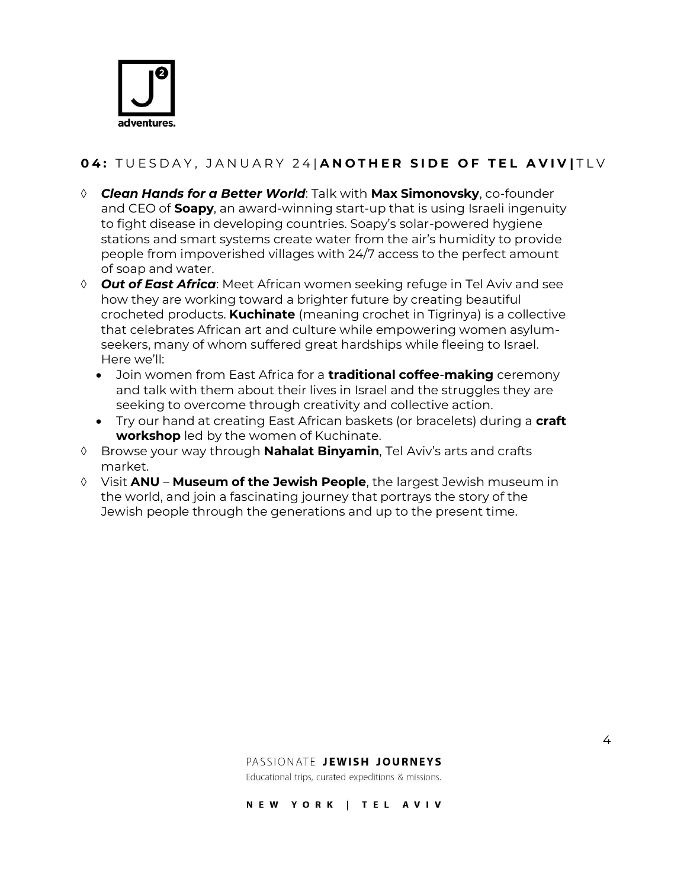## 04: TUESDAY, JANUARY 24 | **ANOTHER SIDE OF TEL AVIV** | TLV

◊ ***Clean Hands for a Better World***: Talk with **Max Simonovsky**, co-founder and CEO of **Soapy**, an award-winning start-up that is using Israeli ingenuity to fight disease in developing countries. Soapy's solar-powered hygiene stations and smart systems create water from the air's humidity to provide people from impoverished villages with 24/7 access to the perfect amount of soap and water.

◊ ***Out of East Africa***: Meet African women seeking refuge in Tel Aviv and see how they are working toward a brighter future by creating beautiful crocheted products. **Kuchinate** (meaning crochet in Tigrinya) is a collective that celebrates African art and culture while empowering women asylum-seekers, many of whom suffered great hardships while fleeing to Israel. Here we'll:
- Join women from East Africa for a **traditional coffee**-**making** ceremony and talk with them about their lives in Israel and the struggles they are seeking to overcome through creativity and collective action.
- Try our hand at creating East African baskets (or bracelets) during a **craft workshop** led by the women of Kuchinate.

◊ Browse your way through **Nahalat Binyamin**, Tel Aviv's arts and crafts market.

◊ Visit **ANU** – **Museum of the Jewish People**, the largest Jewish museum in the world, and join a fascinating journey that portrays the story of the Jewish people through the generations and up to the present time.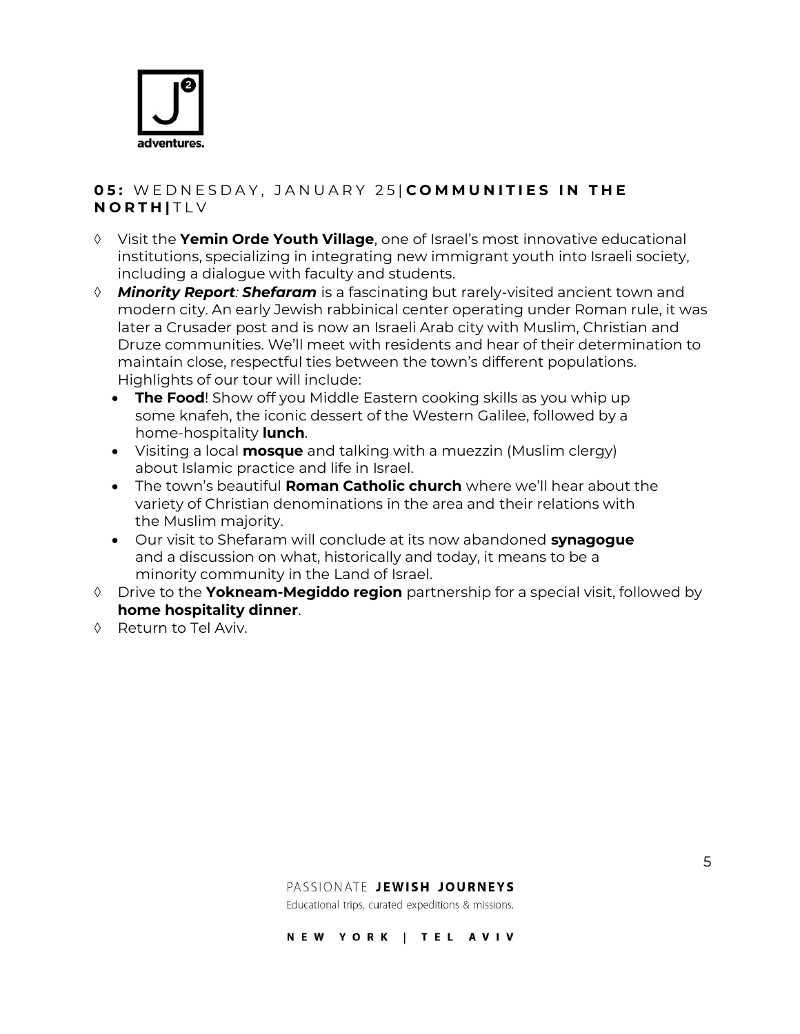## 05: WEDNESDAY, JANUARY 25 | COMMUNITIES IN THE NORTH | TLV

- Visit the **Yemin Orde Youth Village**, one of Israel's most innovative educational institutions, specializing in integrating new immigrant youth into Israeli society, including a dialogue with faculty and students.
- ***Minority Report**: **Shefaram*** is a fascinating but rarely-visited ancient town and modern city. An early Jewish rabbinical center operating under Roman rule, it was later a Crusader post and is now an Israeli Arab city with Muslim, Christian and Druze communities. We'll meet with residents and hear of their determination to maintain close, respectful ties between the town's different populations. Highlights of our tour will include:
  - **The Food**! Show off you Middle Eastern cooking skills as you whip up some knafeh, the iconic dessert of the Western Galilee, followed by a home-hospitality **lunch**.
  - Visiting a local **mosque** and talking with a muezzin (Muslim clergy) about Islamic practice and life in Israel.
  - The town's beautiful **Roman Catholic church** where we'll hear about the variety of Christian denominations in the area and their relations with the Muslim majority.
  - Our visit to Shefaram will conclude at its now abandoned **synagogue** and a discussion on what, historically and today, it means to be a minority community in the Land of Israel.
- Drive to the **Yokneam-Megiddo region** partnership for a special visit, followed by **home hospitality dinner**.
- Return to Tel Aviv.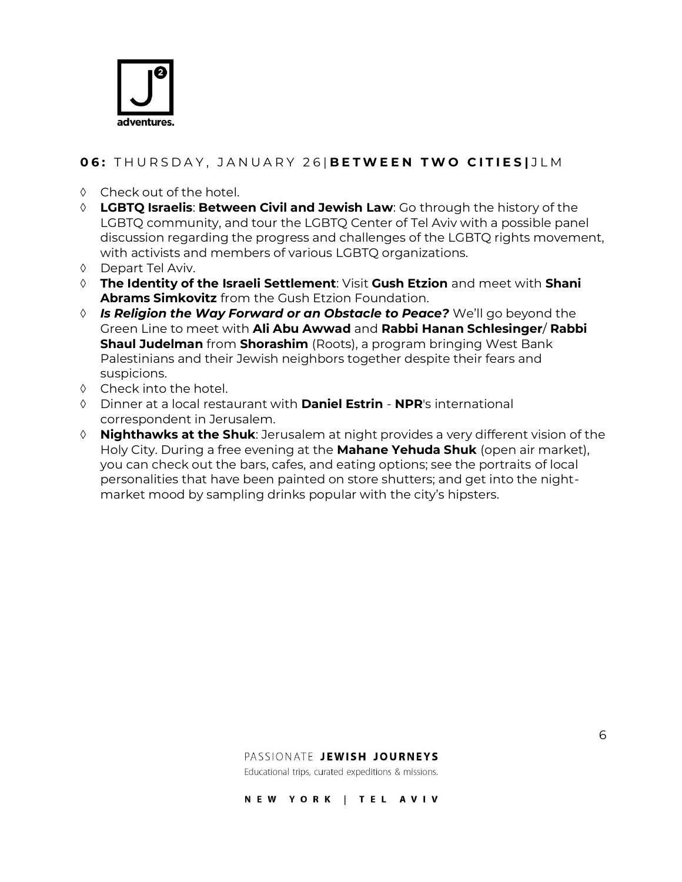### **06:** THURSDAY, JANUARY 26 | **BETWEEN TWO CITIES** | JLM

- Check out of the hotel.
- **LGBTQ Israelis**: **Between Civil and Jewish Law**: Go through the history of the LGBTQ community, and tour the LGBTQ Center of Tel Aviv with a possible panel discussion regarding the progress and challenges of the LGBTQ rights movement, with activists and members of various LGBTQ organizations.
- Depart Tel Aviv.
- **The Identity of the Israeli Settlement**: Visit **Gush Etzion** and meet with **Shani Abrams Simkovitz** from the Gush Etzion Foundation.
- ***Is Religion the Way Forward or an Obstacle to Peace?*** We'll go beyond the Green Line to meet with **Ali Abu Awwad** and **Rabbi Hanan Schlesinger**/ **Rabbi Shaul Judelman** from **Shorashim** (Roots), a program bringing West Bank Palestinians and their Jewish neighbors together despite their fears and suspicions.
- Check into the hotel.
- Dinner at a local restaurant with **Daniel Estrin** - **NPR**'s international correspondent in Jerusalem.
- **Nighthawks at the Shuk**: Jerusalem at night provides a very different vision of the Holy City. During a free evening at the **Mahane Yehuda Shuk** (open air market), you can check out the bars, cafes, and eating options; see the portraits of local personalities that have been painted on store shutters; and get into the night-market mood by sampling drinks popular with the city's hipsters.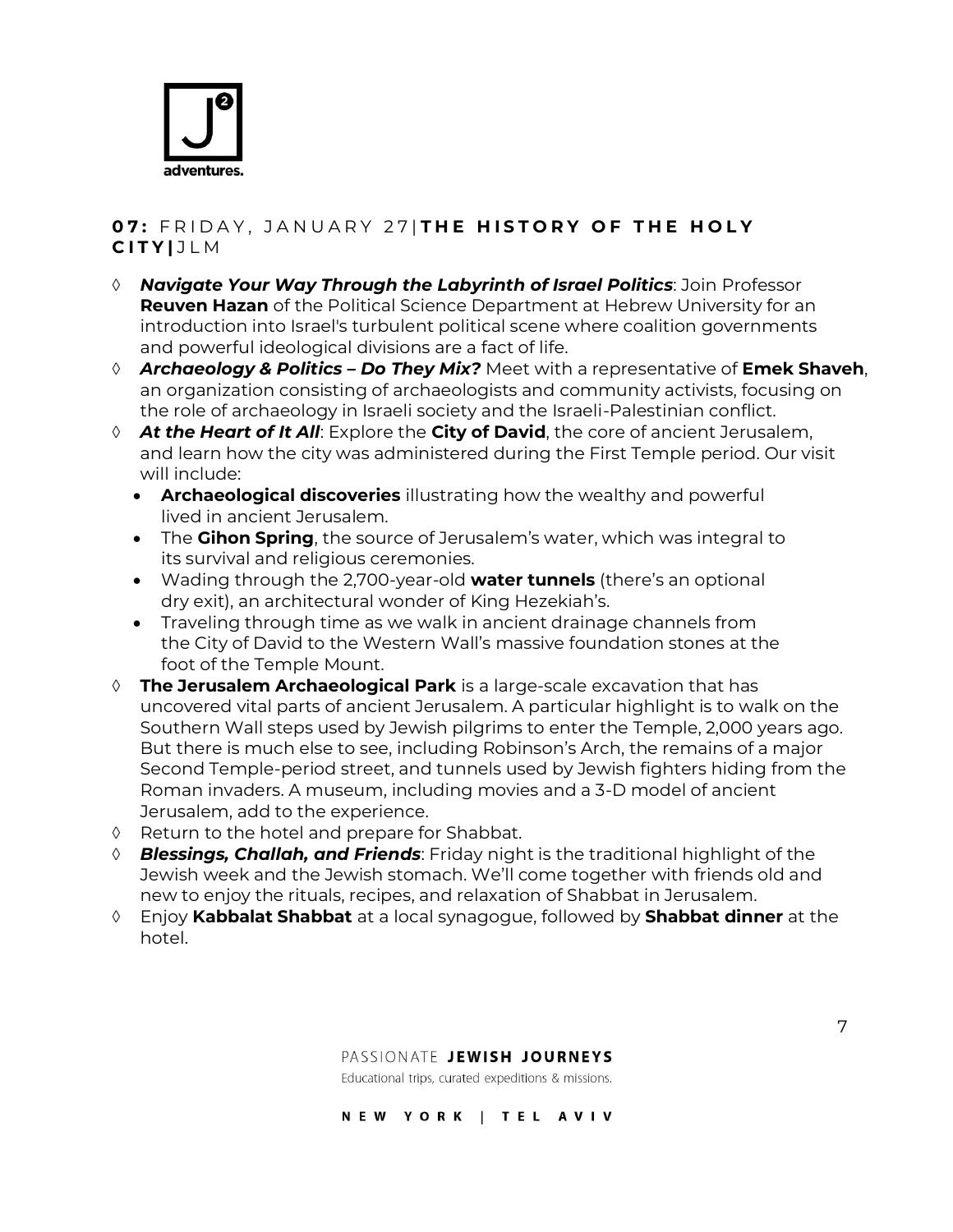## **07:** FRIDAY, JANUARY 27 | **THE HISTORY OF THE HOLY CITY** | JLM

- ***Navigate Your Way Through the Labyrinth of Israel Politics***: Join Professor **Reuven Hazan** of the Political Science Department at Hebrew University for an introduction into Israel's turbulent political scene where coalition governments and powerful ideological divisions are a fact of life.
- ***Archaeology & Politics – Do They Mix?*** Meet with a representative of **Emek Shaveh**, an organization consisting of archaeologists and community activists, focusing on the role of archaeology in Israeli society and the Israeli-Palestinian conflict.
- ***At the Heart of It All***: Explore the **City of David**, the core of ancient Jerusalem, and learn how the city was administered during the First Temple period. Our visit will include:
  - **Archaeological discoveries** illustrating how the wealthy and powerful lived in ancient Jerusalem.
  - The **Gihon Spring**, the source of Jerusalem's water, which was integral to its survival and religious ceremonies.
  - Wading through the 2,700-year-old **water tunnels** (there's an optional dry exit), an architectural wonder of King Hezekiah's.
  - Traveling through time as we walk in ancient drainage channels from the City of David to the Western Wall's massive foundation stones at the foot of the Temple Mount.
- **The Jerusalem Archaeological Park** is a large-scale excavation that has uncovered vital parts of ancient Jerusalem. A particular highlight is to walk on the Southern Wall steps used by Jewish pilgrims to enter the Temple, 2,000 years ago. But there is much else to see, including Robinson's Arch, the remains of a major Second Temple-period street, and tunnels used by Jewish fighters hiding from the Roman invaders. A museum, including movies and a 3-D model of ancient Jerusalem, add to the experience.
- Return to the hotel and prepare for Shabbat.
- ***Blessings, Challah, and Friends***: Friday night is the traditional highlight of the Jewish week and the Jewish stomach. We'll come together with friends old and new to enjoy the rituals, recipes, and relaxation of Shabbat in Jerusalem.
- Enjoy **Kabbalat Shabbat** at a local synagogue, followed by **Shabbat dinner** at the hotel.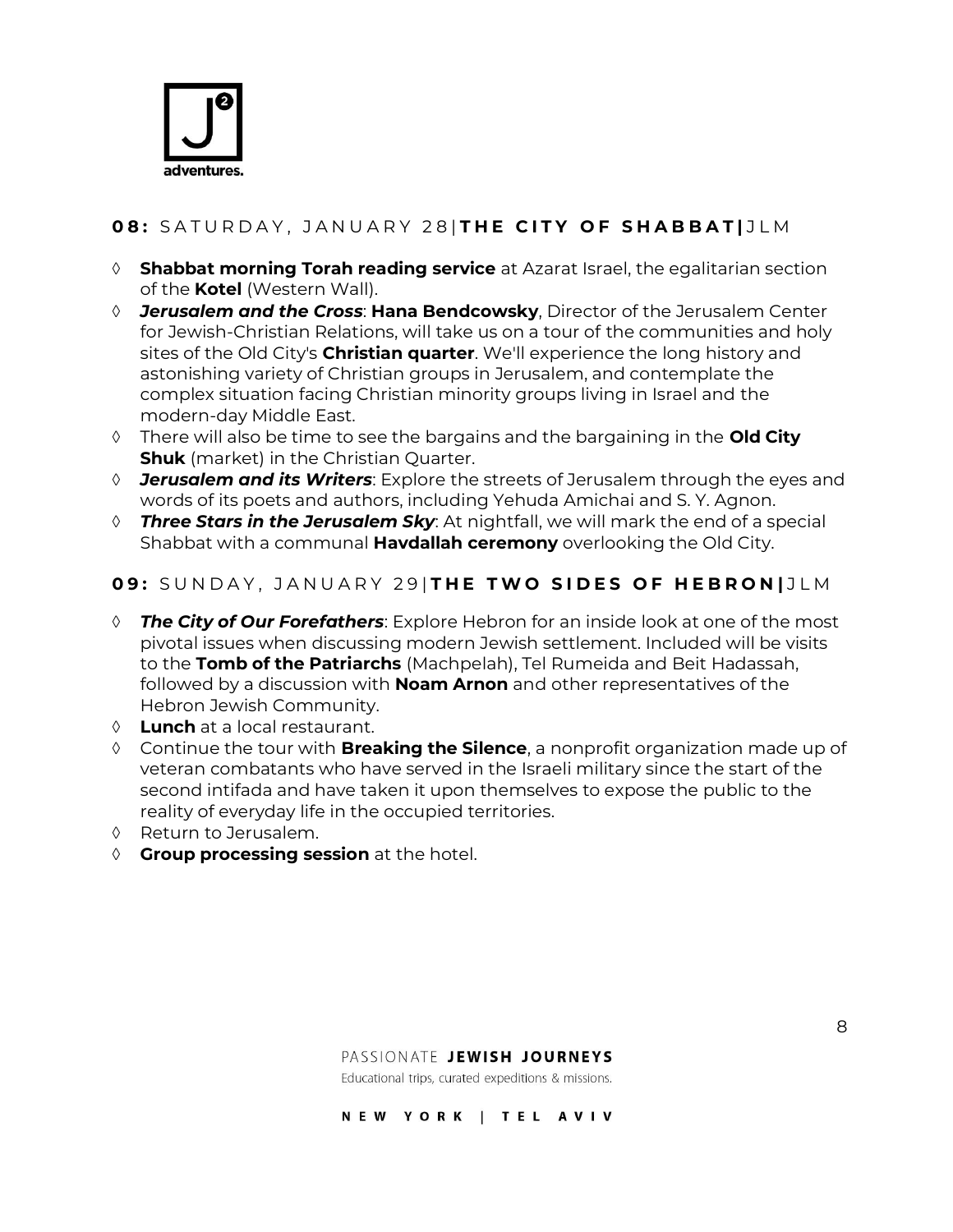## 08: SATURDAY, JANUARY 28 | THE CITY OF SHABBAT | JLM

- **Shabbat morning Torah reading service** at Azarat Israel, the egalitarian section of the **Kotel** (Western Wall).
- ***Jerusalem and the Cross***: **Hana Bendcowsky**, Director of the Jerusalem Center for Jewish-Christian Relations, will take us on a tour of the communities and holy sites of the Old City's **Christian quarter**. We'll experience the long history and astonishing variety of Christian groups in Jerusalem, and contemplate the complex situation facing Christian minority groups living in Israel and the modern-day Middle East.
- There will also be time to see the bargains and the bargaining in the **Old City Shuk** (market) in the Christian Quarter.
- ***Jerusalem and its Writers***: Explore the streets of Jerusalem through the eyes and words of its poets and authors, including Yehuda Amichai and S. Y. Agnon.
- ***Three Stars in the Jerusalem Sky***: At nightfall, we will mark the end of a special Shabbat with a communal **Havdallah ceremony** overlooking the Old City.

## 09: SUNDAY, JANUARY 29 | THE TWO SIDES OF HEBRON | JLM

- ***The City of Our Forefathers***: Explore Hebron for an inside look at one of the most pivotal issues when discussing modern Jewish settlement. Included will be visits to the **Tomb of the Patriarchs** (Machpelah), Tel Rumeida and Beit Hadassah, followed by a discussion with **Noam Arnon** and other representatives of the Hebron Jewish Community.
- **Lunch** at a local restaurant.
- Continue the tour with **Breaking the Silence**, a nonprofit organization made up of veteran combatants who have served in the Israeli military since the start of the second intifada and have taken it upon themselves to expose the public to the reality of everyday life in the occupied territories.
- Return to Jerusalem.
- **Group processing session** at the hotel.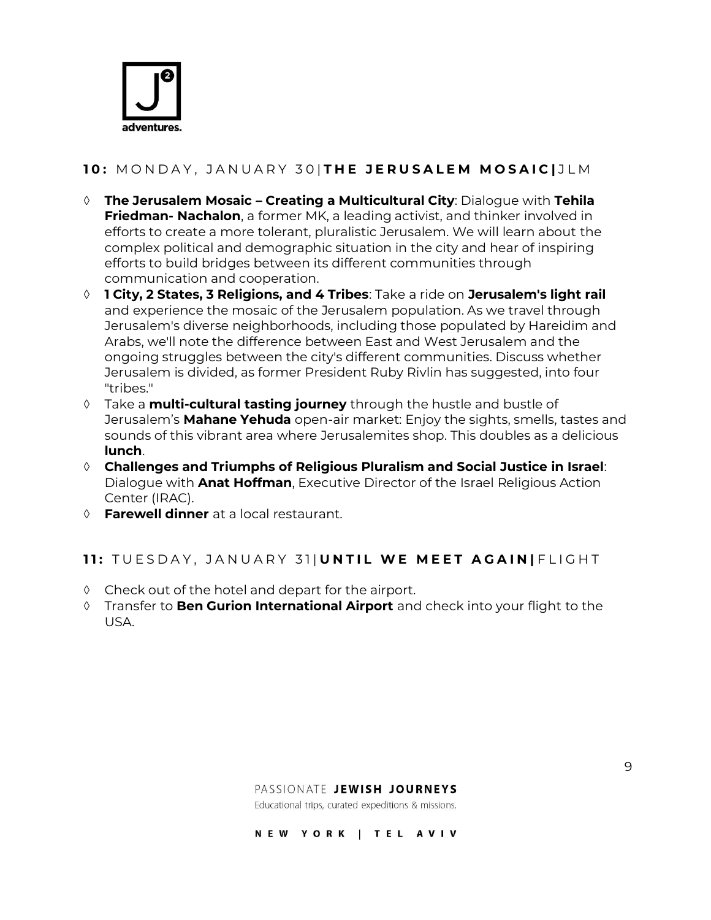## 10: MONDAY, JANUARY 30 | **THE JERUSALEM MOSAIC** | JLM

- **The Jerusalem Mosaic – Creating a Multicultural City**: Dialogue with **Tehila Friedman- Nachalon**, a former MK, a leading activist, and thinker involved in efforts to create a more tolerant, pluralistic Jerusalem. We will learn about the complex political and demographic situation in the city and hear of inspiring efforts to build bridges between its different communities through communication and cooperation.
- **1 City, 2 States, 3 Religions, and 4 Tribes**: Take a ride on **Jerusalem's light rail** and experience the mosaic of the Jerusalem population. As we travel through Jerusalem's diverse neighborhoods, including those populated by Hareidim and Arabs, we'll note the difference between East and West Jerusalem and the ongoing struggles between the city's different communities. Discuss whether Jerusalem is divided, as former President Ruby Rivlin has suggested, into four "tribes."
- Take a **multi-cultural tasting journey** through the hustle and bustle of Jerusalem's **Mahane Yehuda** open-air market: Enjoy the sights, smells, tastes and sounds of this vibrant area where Jerusalemites shop. This doubles as a delicious **lunch**.
- **Challenges and Triumphs of Religious Pluralism and Social Justice in Israel**: Dialogue with **Anat Hoffman**, Executive Director of the Israel Religious Action Center (IRAC).
- **Farewell dinner** at a local restaurant.

## 11: TUESDAY, JANUARY 31 | **UNTIL WE MEET AGAIN** | FLIGHT

- Check out of the hotel and depart for the airport.
- Transfer to **Ben Gurion International Airport** and check into your flight to the USA.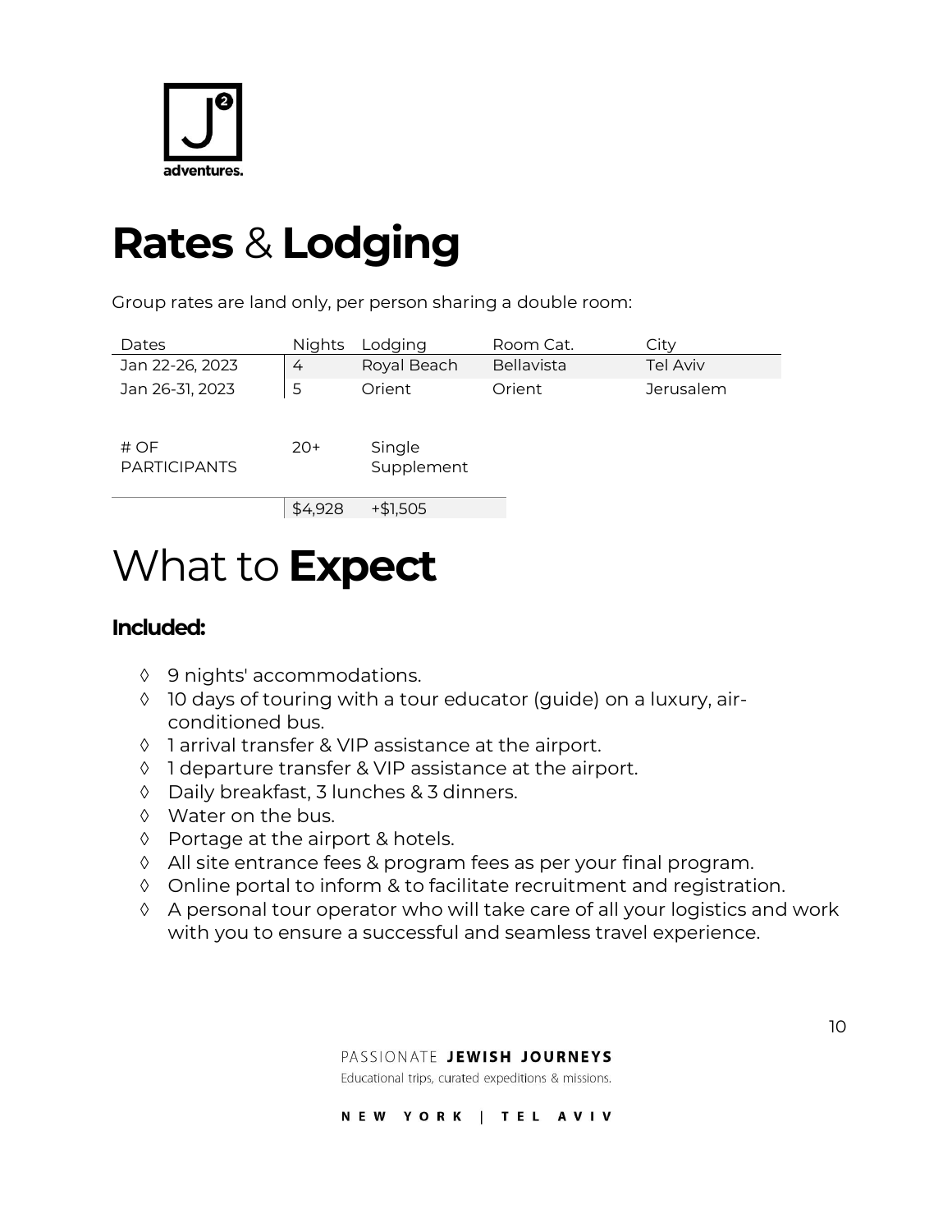# **Rates** & **Lodging**

Group rates are land only, per person sharing a double room:

| Dates | Nights | Lodging | Room Cat. | City |
|---|---|---|---|---|
| Jan 22-26, 2023 | 4 | Royal Beach | Bellavista | Tel Aviv |
| Jan 26-31, 2023 | 5 | Orient | Orient | Jerusalem |

| # OF PARTICIPANTS | 20+ | Single Supplement |
|---|---|---|
| | $4,928 | +$1,505 |

# What to **Expect**

**Included:**

- ◊ 9 nights' accommodations.
- ◊ 10 days of touring with a tour educator (guide) on a luxury, air-conditioned bus.
- ◊ 1 arrival transfer & VIP assistance at the airport.
- ◊ 1 departure transfer & VIP assistance at the airport.
- ◊ Daily breakfast, 3 lunches & 3 dinners.
- ◊ Water on the bus.
- ◊ Portage at the airport & hotels.
- ◊ All site entrance fees & program fees as per your final program.
- ◊ Online portal to inform & to facilitate recruitment and registration.
- ◊ A personal tour operator who will take care of all your logistics and work with you to ensure a successful and seamless travel experience.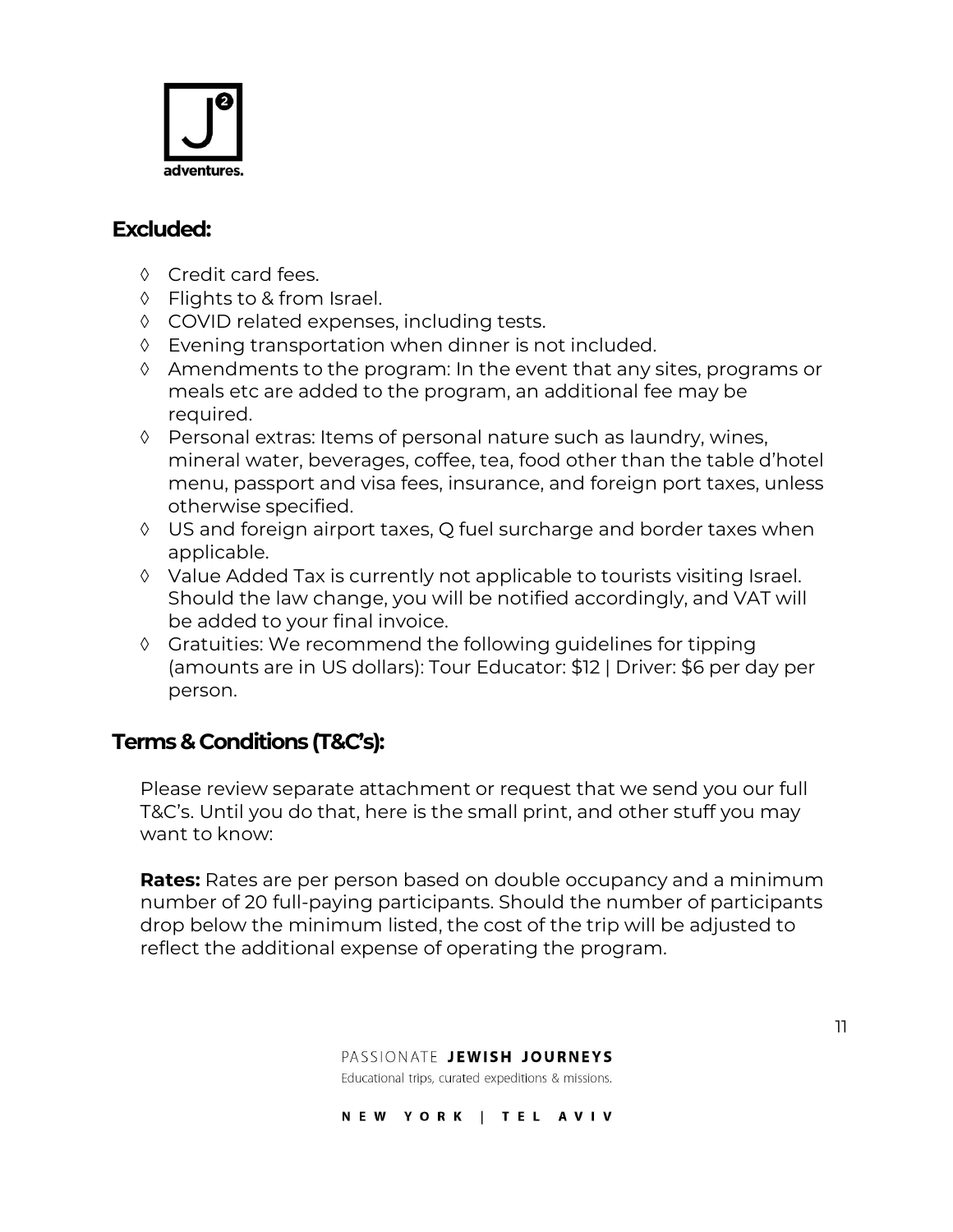## Excluded:

- ◊ Credit card fees.
- ◊ Flights to & from Israel.
- ◊ COVID related expenses, including tests.
- ◊ Evening transportation when dinner is not included.
- ◊ Amendments to the program: In the event that any sites, programs or meals etc are added to the program, an additional fee may be required.
- ◊ Personal extras: Items of personal nature such as laundry, wines, mineral water, beverages, coffee, tea, food other than the table d'hotel menu, passport and visa fees, insurance, and foreign port taxes, unless otherwise specified.
- ◊ US and foreign airport taxes, Q fuel surcharge and border taxes when applicable.
- ◊ Value Added Tax is currently not applicable to tourists visiting Israel. Should the law change, you will be notified accordingly, and VAT will be added to your final invoice.
- ◊ Gratuities: We recommend the following guidelines for tipping (amounts are in US dollars): Tour Educator: $12 | Driver: $6 per day per person.

## Terms & Conditions (T&C's):

Please review separate attachment or request that we send you our full T&C's. Until you do that, here is the small print, and other stuff you may want to know:

**Rates:** Rates are per person based on double occupancy and a minimum number of 20 full-paying participants. Should the number of participants drop below the minimum listed, the cost of the trip will be adjusted to reflect the additional expense of operating the program.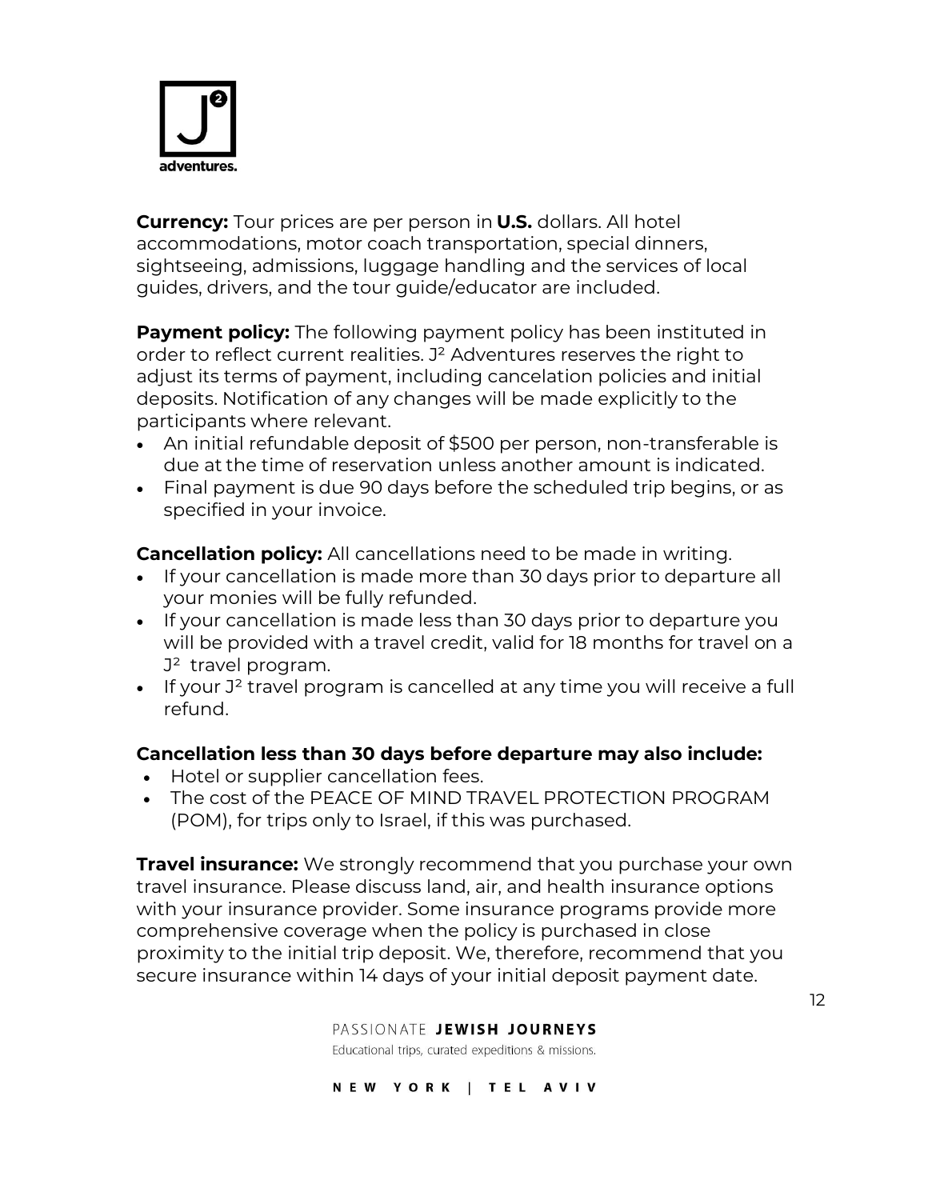**Currency:** Tour prices are per person in **U.S.** dollars. All hotel accommodations, motor coach transportation, special dinners, sightseeing, admissions, luggage handling and the services of local guides, drivers, and the tour guide/educator are included.

**Payment policy:** The following payment policy has been instituted in order to reflect current realities. J² Adventures reserves the right to adjust its terms of payment, including cancelation policies and initial deposits. Notification of any changes will be made explicitly to the participants where relevant.

- An initial refundable deposit of $500 per person, non-transferable is due at the time of reservation unless another amount is indicated.
- Final payment is due 90 days before the scheduled trip begins, or as specified in your invoice.

**Cancellation policy:** All cancellations need to be made in writing.

- If your cancellation is made more than 30 days prior to departure all your monies will be fully refunded.
- If your cancellation is made less than 30 days prior to departure you will be provided with a travel credit, valid for 18 months for travel on a J² travel program.
- If your J² travel program is cancelled at any time you will receive a full refund.

**Cancellation less than 30 days before departure may also include:**

- Hotel or supplier cancellation fees.
- The cost of the PEACE OF MIND TRAVEL PROTECTION PROGRAM (POM), for trips only to Israel, if this was purchased.

**Travel insurance:** We strongly recommend that you purchase your own travel insurance. Please discuss land, air, and health insurance options with your insurance provider. Some insurance programs provide more comprehensive coverage when the policy is purchased in close proximity to the initial trip deposit. We, therefore, recommend that you secure insurance within 14 days of your initial deposit payment date.